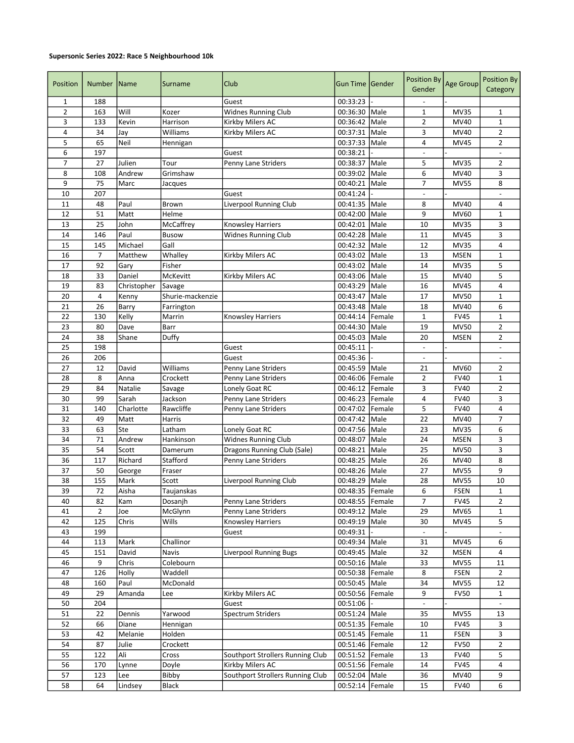**Supersonic Series 2022: Race 5 Neighbourhood 10k**

| Position | Number | Name | Surname | Club | Gun Time | Gender | Position By Gender | Age Group | Position By Category |
|---|---|---|---|---|---|---|---|---|---|
| 1 | 188 | | | Guest | 00:33:23 | - | - | - | |
| 2 | 163 | Will | Kozer | Widnes Running Club | 00:36:30 | Male | 1 | MV35 | 1 |
| 3 | 133 | Kevin | Harrison | Kirkby Milers AC | 00:36:42 | Male | 2 | MV40 | 1 |
| 4 | 34 | Jay | Williams | Kirkby Milers AC | 00:37:31 | Male | 3 | MV40 | 2 |
| 5 | 65 | Neil | Hennigan | | 00:37:33 | Male | 4 | MV45 | 2 |
| 6 | 197 | | | Guest | 00:38:21 | - | - | - | - |
| 7 | 27 | Julien | Tour | Penny Lane Striders | 00:38:37 | Male | 5 | MV35 | 2 |
| 8 | 108 | Andrew | Grimshaw | | 00:39:02 | Male | 6 | MV40 | 3 |
| 9 | 75 | Marc | Jacques | | 00:40:21 | Male | 7 | MV55 | 8 |
| 10 | 207 | | | Guest | 00:41:24 | - | - | - | - |
| 11 | 48 | Paul | Brown | Liverpool Running Club | 00:41:35 | Male | 8 | MV40 | 4 |
| 12 | 51 | Matt | Helme | | 00:42:00 | Male | 9 | MV60 | 1 |
| 13 | 25 | John | McCaffrey | Knowsley Harriers | 00:42:01 | Male | 10 | MV35 | 3 |
| 14 | 146 | Paul | Busow | Widnes Running Club | 00:42:28 | Male | 11 | MV45 | 3 |
| 15 | 145 | Michael | Gall | | 00:42:32 | Male | 12 | MV35 | 4 |
| 16 | 7 | Matthew | Whalley | Kirkby Milers AC | 00:43:02 | Male | 13 | MSEN | 1 |
| 17 | 92 | Gary | Fisher | | 00:43:02 | Male | 14 | MV35 | 5 |
| 18 | 33 | Daniel | McKevitt | Kirkby Milers AC | 00:43:06 | Male | 15 | MV40 | 5 |
| 19 | 83 | Christopher | Savage | | 00:43:29 | Male | 16 | MV45 | 4 |
| 20 | 4 | Kenny | Shurie-mackenzie | | 00:43:47 | Male | 17 | MV50 | 1 |
| 21 | 26 | Barry | Farrington | | 00:43:48 | Male | 18 | MV40 | 6 |
| 22 | 130 | Kelly | Marrin | Knowsley Harriers | 00:44:14 | Female | 1 | FV45 | 1 |
| 23 | 80 | Dave | Barr | | 00:44:30 | Male | 19 | MV50 | 2 |
| 24 | 38 | Shane | Duffy | | 00:45:03 | Male | 20 | MSEN | 2 |
| 25 | 198 | | | Guest | 00:45:11 | - | - | - | - |
| 26 | 206 | | | Guest | 00:45:36 | - | - | - | - |
| 27 | 12 | David | Williams | Penny Lane Striders | 00:45:59 | Male | 21 | MV60 | 2 |
| 28 | 8 | Anna | Crockett | Penny Lane Striders | 00:46:06 | Female | 2 | FV40 | 1 |
| 29 | 84 | Natalie | Savage | Lonely Goat RC | 00:46:12 | Female | 3 | FV40 | 2 |
| 30 | 99 | Sarah | Jackson | Penny Lane Striders | 00:46:23 | Female | 4 | FV40 | 3 |
| 31 | 140 | Charlotte | Rawcliffe | Penny Lane Striders | 00:47:02 | Female | 5 | FV40 | 4 |
| 32 | 49 | Matt | Harris | | 00:47:42 | Male | 22 | MV40 | 7 |
| 33 | 63 | Ste | Latham | Lonely Goat RC | 00:47:56 | Male | 23 | MV35 | 6 |
| 34 | 71 | Andrew | Hankinson | Widnes Running Club | 00:48:07 | Male | 24 | MSEN | 3 |
| 35 | 54 | Scott | Damerum | Dragons Running Club (Sale) | 00:48:21 | Male | 25 | MV50 | 3 |
| 36 | 117 | Richard | Stafford | Penny Lane Striders | 00:48:25 | Male | 26 | MV40 | 8 |
| 37 | 50 | George | Fraser | | 00:48:26 | Male | 27 | MV55 | 9 |
| 38 | 155 | Mark | Scott | Liverpool Running Club | 00:48:29 | Male | 28 | MV55 | 10 |
| 39 | 72 | Aisha | Taujanskas | | 00:48:35 | Female | 6 | FSEN | 1 |
| 40 | 82 | Kam | Dosanjh | Penny Lane Striders | 00:48:55 | Female | 7 | FV45 | 2 |
| 41 | 2 | Joe | McGlynn | Penny Lane Striders | 00:49:12 | Male | 29 | MV65 | 1 |
| 42 | 125 | Chris | Wills | Knowsley Harriers | 00:49:19 | Male | 30 | MV45 | 5 |
| 43 | 199 | | | Guest | 00:49:31 | - | - | - | - |
| 44 | 113 | Mark | Challinor | | 00:49:34 | Male | 31 | MV45 | 6 |
| 45 | 151 | David | Navis | Liverpool Running Bugs | 00:49:45 | Male | 32 | MSEN | 4 |
| 46 | 9 | Chris | Colebourn | | 00:50:16 | Male | 33 | MV55 | 11 |
| 47 | 126 | Holly | Waddell | | 00:50:38 | Female | 8 | FSEN | 2 |
| 48 | 160 | Paul | McDonald | | 00:50:45 | Male | 34 | MV55 | 12 |
| 49 | 29 | Amanda | Lee | Kirkby Milers AC | 00:50:56 | Female | 9 | FV50 | 1 |
| 50 | 204 | | | Guest | 00:51:06 | - | - | - | - |
| 51 | 22 | Dennis | Yarwood | Spectrum Striders | 00:51:24 | Male | 35 | MV55 | 13 |
| 52 | 66 | Diane | Hennigan | | 00:51:35 | Female | 10 | FV45 | 3 |
| 53 | 42 | Melanie | Holden | | 00:51:45 | Female | 11 | FSEN | 3 |
| 54 | 87 | Julie | Crockett | | 00:51:46 | Female | 12 | FV50 | 2 |
| 55 | 122 | Ali | Cross | Southport Strollers Running Club | 00:51:52 | Female | 13 | FV40 | 5 |
| 56 | 170 | Lynne | Doyle | Kirkby Milers AC | 00:51:56 | Female | 14 | FV45 | 4 |
| 57 | 123 | Lee | Bibby | Southport Strollers Running Club | 00:52:04 | Male | 36 | MV40 | 9 |
| 58 | 64 | Lindsey | Black | | 00:52:14 | Female | 15 | FV40 | 6 |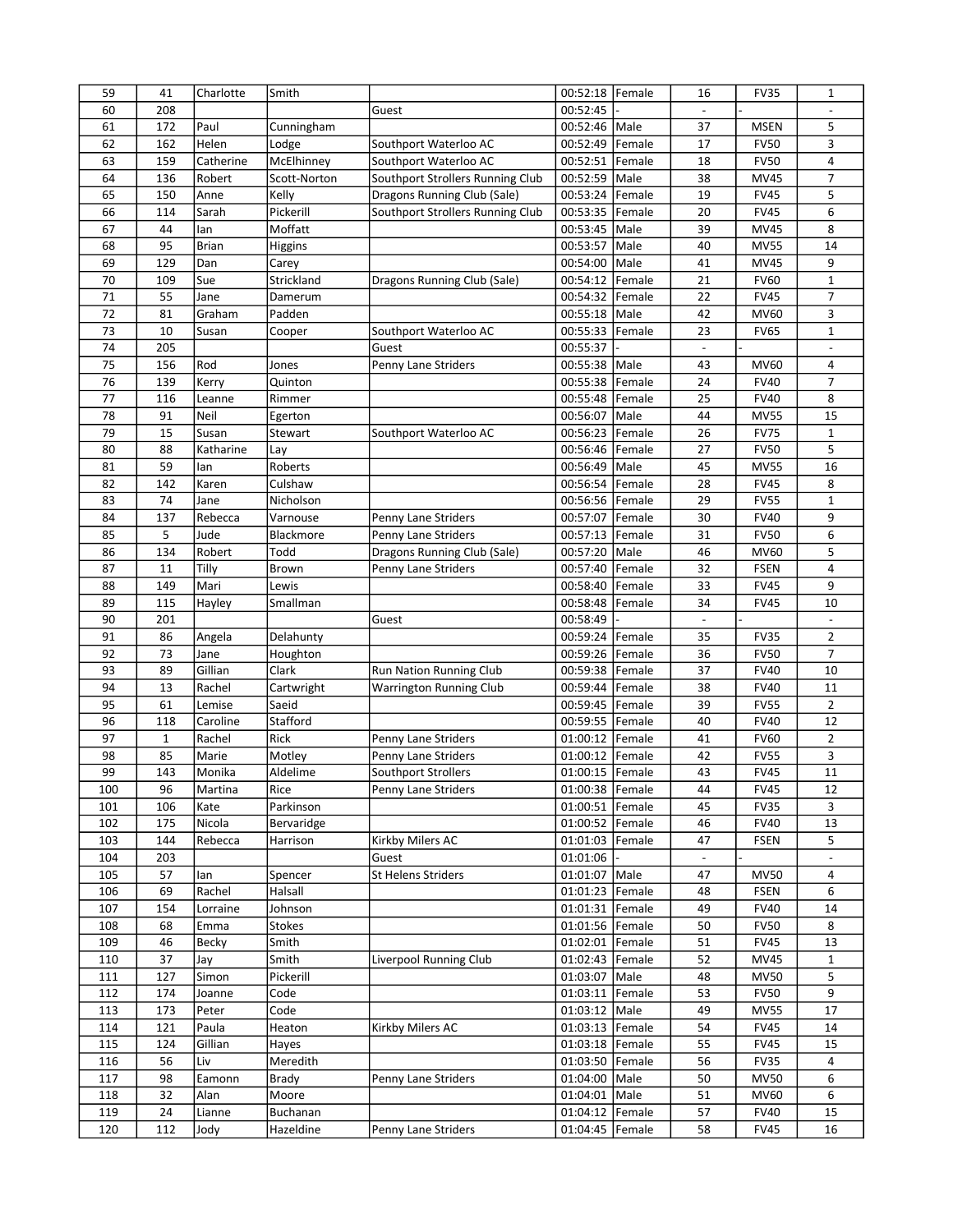| 59 | 41 | Charlotte | Smith | | 00:52:18 | Female | 16 | FV35 | 1 |
|---|---|---|---|---|---|---|---|---|---|
| 60 | 208 | | | Guest | 00:52:45 | - | - | - | - |
| 61 | 172 | Paul | Cunningham | | 00:52:46 | Male | 37 | MSEN | 5 |
| 62 | 162 | Helen | Lodge | Southport Waterloo AC | 00:52:49 | Female | 17 | FV50 | 3 |
| 63 | 159 | Catherine | McElhinney | Southport Waterloo AC | 00:52:51 | Female | 18 | FV50 | 4 |
| 64 | 136 | Robert | Scott-Norton | Southport Strollers Running Club | 00:52:59 | Male | 38 | MV45 | 7 |
| 65 | 150 | Anne | Kelly | Dragons Running Club (Sale) | 00:53:24 | Female | 19 | FV45 | 5 |
| 66 | 114 | Sarah | Pickerill | Southport Strollers Running Club | 00:53:35 | Female | 20 | FV45 | 6 |
| 67 | 44 | Ian | Moffatt | | 00:53:45 | Male | 39 | MV45 | 8 |
| 68 | 95 | Brian | Higgins | | 00:53:57 | Male | 40 | MV55 | 14 |
| 69 | 129 | Dan | Carey | | 00:54:00 | Male | 41 | MV45 | 9 |
| 70 | 109 | Sue | Strickland | Dragons Running Club (Sale) | 00:54:12 | Female | 21 | FV60 | 1 |
| 71 | 55 | Jane | Damerum | | 00:54:32 | Female | 22 | FV45 | 7 |
| 72 | 81 | Graham | Padden | | 00:55:18 | Male | 42 | MV60 | 3 |
| 73 | 10 | Susan | Cooper | Southport Waterloo AC | 00:55:33 | Female | 23 | FV65 | 1 |
| 74 | 205 | | | Guest | 00:55:37 | - | - | - | - |
| 75 | 156 | Rod | Jones | Penny Lane Striders | 00:55:38 | Male | 43 | MV60 | 4 |
| 76 | 139 | Kerry | Quinton | | 00:55:38 | Female | 24 | FV40 | 7 |
| 77 | 116 | Leanne | Rimmer | | 00:55:48 | Female | 25 | FV40 | 8 |
| 78 | 91 | Neil | Egerton | | 00:56:07 | Male | 44 | MV55 | 15 |
| 79 | 15 | Susan | Stewart | Southport Waterloo AC | 00:56:23 | Female | 26 | FV75 | 1 |
| 80 | 88 | Katharine | Lay | | 00:56:46 | Female | 27 | FV50 | 5 |
| 81 | 59 | Ian | Roberts | | 00:56:49 | Male | 45 | MV55 | 16 |
| 82 | 142 | Karen | Culshaw | | 00:56:54 | Female | 28 | FV45 | 8 |
| 83 | 74 | Jane | Nicholson | | 00:56:56 | Female | 29 | FV55 | 1 |
| 84 | 137 | Rebecca | Varnouse | Penny Lane Striders | 00:57:07 | Female | 30 | FV40 | 9 |
| 85 | 5 | Jude | Blackmore | Penny Lane Striders | 00:57:13 | Female | 31 | FV50 | 6 |
| 86 | 134 | Robert | Todd | Dragons Running Club (Sale) | 00:57:20 | Male | 46 | MV60 | 5 |
| 87 | 11 | Tilly | Brown | Penny Lane Striders | 00:57:40 | Female | 32 | FSEN | 4 |
| 88 | 149 | Mari | Lewis | | 00:58:40 | Female | 33 | FV45 | 9 |
| 89 | 115 | Hayley | Smallman | | 00:58:48 | Female | 34 | FV45 | 10 |
| 90 | 201 | | | Guest | 00:58:49 | - | - | - | - |
| 91 | 86 | Angela | Delahunty | | 00:59:24 | Female | 35 | FV35 | 2 |
| 92 | 73 | Jane | Houghton | | 00:59:26 | Female | 36 | FV50 | 7 |
| 93 | 89 | Gillian | Clark | Run Nation Running Club | 00:59:38 | Female | 37 | FV40 | 10 |
| 94 | 13 | Rachel | Cartwright | Warrington Running Club | 00:59:44 | Female | 38 | FV40 | 11 |
| 95 | 61 | Lemise | Saeid | | 00:59:45 | Female | 39 | FV55 | 2 |
| 96 | 118 | Caroline | Stafford | | 00:59:55 | Female | 40 | FV40 | 12 |
| 97 | 1 | Rachel | Rick | Penny Lane Striders | 01:00:12 | Female | 41 | FV60 | 2 |
| 98 | 85 | Marie | Motley | Penny Lane Striders | 01:00:12 | Female | 42 | FV55 | 3 |
| 99 | 143 | Monika | Aldelime | Southport Strollers | 01:00:15 | Female | 43 | FV45 | 11 |
| 100 | 96 | Martina | Rice | Penny Lane Striders | 01:00:38 | Female | 44 | FV45 | 12 |
| 101 | 106 | Kate | Parkinson | | 01:00:51 | Female | 45 | FV35 | 3 |
| 102 | 175 | Nicola | Bervaridge | | 01:00:52 | Female | 46 | FV40 | 13 |
| 103 | 144 | Rebecca | Harrison | Kirkby Milers AC | 01:01:03 | Female | 47 | FSEN | 5 |
| 104 | 203 | | | Guest | 01:01:06 | - | - | - | - |
| 105 | 57 | Ian | Spencer | St Helens Striders | 01:01:07 | Male | 47 | MV50 | 4 |
| 106 | 69 | Rachel | Halsall | | 01:01:23 | Female | 48 | FSEN | 6 |
| 107 | 154 | Lorraine | Johnson | | 01:01:31 | Female | 49 | FV40 | 14 |
| 108 | 68 | Emma | Stokes | | 01:01:56 | Female | 50 | FV50 | 8 |
| 109 | 46 | Becky | Smith | | 01:02:01 | Female | 51 | FV45 | 13 |
| 110 | 37 | Jay | Smith | Liverpool Running Club | 01:02:43 | Female | 52 | MV45 | 1 |
| 111 | 127 | Simon | Pickerill | | 01:03:07 | Male | 48 | MV50 | 5 |
| 112 | 174 | Joanne | Code | | 01:03:11 | Female | 53 | FV50 | 9 |
| 113 | 173 | Peter | Code | | 01:03:12 | Male | 49 | MV55 | 17 |
| 114 | 121 | Paula | Heaton | Kirkby Milers AC | 01:03:13 | Female | 54 | FV45 | 14 |
| 115 | 124 | Gillian | Hayes | | 01:03:18 | Female | 55 | FV45 | 15 |
| 116 | 56 | Liv | Meredith | | 01:03:50 | Female | 56 | FV35 | 4 |
| 117 | 98 | Eamonn | Brady | Penny Lane Striders | 01:04:00 | Male | 50 | MV50 | 6 |
| 118 | 32 | Alan | Moore | | 01:04:01 | Male | 51 | MV60 | 6 |
| 119 | 24 | Lianne | Buchanan | | 01:04:12 | Female | 57 | FV40 | 15 |
| 120 | 112 | Jody | Hazeldine | Penny Lane Striders | 01:04:45 | Female | 58 | FV45 | 16 |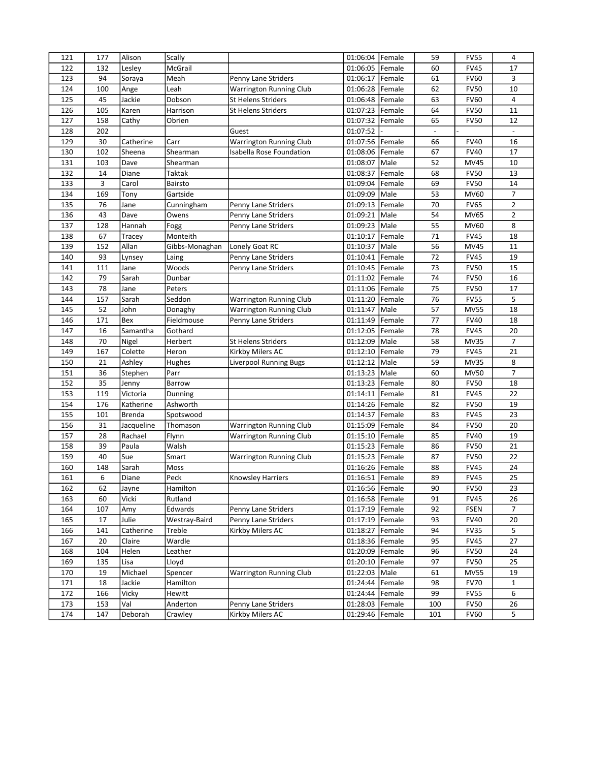| | | | | | | | | | |
|---|---|---|---|---|---|---|---|---|---|
| 121 | 177 | Alison | Scally | | 01:06:04 | Female | 59 | FV55 | 4 |
| 122 | 132 | Lesley | McGrail | | 01:06:05 | Female | 60 | FV45 | 17 |
| 123 | 94 | Soraya | Meah | Penny Lane Striders | 01:06:17 | Female | 61 | FV60 | 3 |
| 124 | 100 | Ange | Leah | Warrington Running Club | 01:06:28 | Female | 62 | FV50 | 10 |
| 125 | 45 | Jackie | Dobson | St Helens Striders | 01:06:48 | Female | 63 | FV60 | 4 |
| 126 | 105 | Karen | Harrison | St Helens Striders | 01:07:23 | Female | 64 | FV50 | 11 |
| 127 | 158 | Cathy | Obrien | | 01:07:32 | Female | 65 | FV50 | 12 |
| 128 | 202 | | | Guest | 01:07:52 | - | - | - | - |
| 129 | 30 | Catherine | Carr | Warrington Running Club | 01:07:56 | Female | 66 | FV40 | 16 |
| 130 | 102 | Sheena | Shearman | Isabella Rose Foundation | 01:08:06 | Female | 67 | FV40 | 17 |
| 131 | 103 | Dave | Shearman | | 01:08:07 | Male | 52 | MV45 | 10 |
| 132 | 14 | Diane | Taktak | | 01:08:37 | Female | 68 | FV50 | 13 |
| 133 | 3 | Carol | Bairsto | | 01:09:04 | Female | 69 | FV50 | 14 |
| 134 | 169 | Tony | Gartside | | 01:09:09 | Male | 53 | MV60 | 7 |
| 135 | 76 | Jane | Cunningham | Penny Lane Striders | 01:09:13 | Female | 70 | FV65 | 2 |
| 136 | 43 | Dave | Owens | Penny Lane Striders | 01:09:21 | Male | 54 | MV65 | 2 |
| 137 | 128 | Hannah | Fogg | Penny Lane Striders | 01:09:23 | Male | 55 | MV60 | 8 |
| 138 | 67 | Tracey | Monteith | | 01:10:17 | Female | 71 | FV45 | 18 |
| 139 | 152 | Allan | Gibbs-Monaghan | Lonely Goat RC | 01:10:37 | Male | 56 | MV45 | 11 |
| 140 | 93 | Lynsey | Laing | Penny Lane Striders | 01:10:41 | Female | 72 | FV45 | 19 |
| 141 | 111 | Jane | Woods | Penny Lane Striders | 01:10:45 | Female | 73 | FV50 | 15 |
| 142 | 79 | Sarah | Dunbar | | 01:11:02 | Female | 74 | FV50 | 16 |
| 143 | 78 | Jane | Peters | | 01:11:06 | Female | 75 | FV50 | 17 |
| 144 | 157 | Sarah | Seddon | Warrington Running Club | 01:11:20 | Female | 76 | FV55 | 5 |
| 145 | 52 | John | Donaghy | Warrington Running Club | 01:11:47 | Male | 57 | MV55 | 18 |
| 146 | 171 | Bex | Fieldmouse | Penny Lane Striders | 01:11:49 | Female | 77 | FV40 | 18 |
| 147 | 16 | Samantha | Gothard | | 01:12:05 | Female | 78 | FV45 | 20 |
| 148 | 70 | Nigel | Herbert | St Helens Striders | 01:12:09 | Male | 58 | MV35 | 7 |
| 149 | 167 | Colette | Heron | Kirkby Milers AC | 01:12:10 | Female | 79 | FV45 | 21 |
| 150 | 21 | Ashley | Hughes | Liverpool Running Bugs | 01:12:12 | Male | 59 | MV35 | 8 |
| 151 | 36 | Stephen | Parr | | 01:13:23 | Male | 60 | MV50 | 7 |
| 152 | 35 | Jenny | Barrow | | 01:13:23 | Female | 80 | FV50 | 18 |
| 153 | 119 | Victoria | Dunning | | 01:14:11 | Female | 81 | FV45 | 22 |
| 154 | 176 | Katherine | Ashworth | | 01:14:26 | Female | 82 | FV50 | 19 |
| 155 | 101 | Brenda | Spotswood | | 01:14:37 | Female | 83 | FV45 | 23 |
| 156 | 31 | Jacqueline | Thomason | Warrington Running Club | 01:15:09 | Female | 84 | FV50 | 20 |
| 157 | 28 | Rachael | Flynn | Warrington Running Club | 01:15:10 | Female | 85 | FV40 | 19 |
| 158 | 39 | Paula | Walsh | | 01:15:23 | Female | 86 | FV50 | 21 |
| 159 | 40 | Sue | Smart | Warrington Running Club | 01:15:23 | Female | 87 | FV50 | 22 |
| 160 | 148 | Sarah | Moss | | 01:16:26 | Female | 88 | FV45 | 24 |
| 161 | 6 | Diane | Peck | Knowsley Harriers | 01:16:51 | Female | 89 | FV45 | 25 |
| 162 | 62 | Jayne | Hamilton | | 01:16:56 | Female | 90 | FV50 | 23 |
| 163 | 60 | Vicki | Rutland | | 01:16:58 | Female | 91 | FV45 | 26 |
| 164 | 107 | Amy | Edwards | Penny Lane Striders | 01:17:19 | Female | 92 | FSEN | 7 |
| 165 | 17 | Julie | Westray-Baird | Penny Lane Striders | 01:17:19 | Female | 93 | FV40 | 20 |
| 166 | 141 | Catherine | Treble | Kirkby Milers AC | 01:18:27 | Female | 94 | FV35 | 5 |
| 167 | 20 | Claire | Wardle | | 01:18:36 | Female | 95 | FV45 | 27 |
| 168 | 104 | Helen | Leather | | 01:20:09 | Female | 96 | FV50 | 24 |
| 169 | 135 | Lisa | Lloyd | | 01:20:10 | Female | 97 | FV50 | 25 |
| 170 | 19 | Michael | Spencer | Warrington Running Club | 01:22:03 | Male | 61 | MV55 | 19 |
| 171 | 18 | Jackie | Hamilton | | 01:24:44 | Female | 98 | FV70 | 1 |
| 172 | 166 | Vicky | Hewitt | | 01:24:44 | Female | 99 | FV55 | 6 |
| 173 | 153 | Val | Anderton | Penny Lane Striders | 01:28:03 | Female | 100 | FV50 | 26 |
| 174 | 147 | Deborah | Crawley | Kirkby Milers AC | 01:29:46 | Female | 101 | FV60 | 5 |